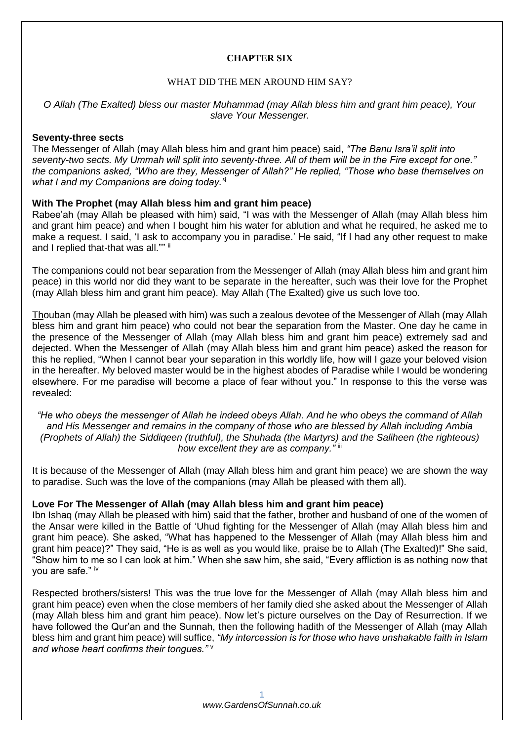**CHAPTER SIX**

WHAT DID THE MEN AROUND HIM SAY?

*O Allah (The Exalted) bless our master Muhammad (may Allah bless him and grant him peace), Your slave Your Messenger.*

### Seventy-three sects

The Messenger of Allah (may Allah bless him and grant him peace) said, *"The Banu Isra'il split into seventy-two sects. My Ummah will split into seventy-three. All of them will be in the Fire except for one." the companions asked, "Who are they, Messenger of Allah?" He replied, "Those who base themselves on what I and my Companions are doing today."*[i]

### With The Prophet (may Allah bless him and grant him peace)

Rabee'ah (may Allah be pleased with him) said, "I was with the Messenger of Allah (may Allah bless him and grant him peace) and when I bought him his water for ablution and what he required, he asked me to make a request. I said, 'I ask to accompany you in paradise.' He said, "If I had any other request to make and I replied that-that was all."" [ii]

The companions could not bear separation from the Messenger of Allah (may Allah bless him and grant him peace) in this world nor did they want to be separate in the hereafter, such was their love for the Prophet (may Allah bless him and grant him peace). May Allah (The Exalted) give us such love too.

Thouban (may Allah be pleased with him) was such a zealous devotee of the Messenger of Allah (may Allah bless him and grant him peace) who could not bear the separation from the Master. One day he came in the presence of the Messenger of Allah (may Allah bless him and grant him peace) extremely sad and dejected. When the Messenger of Allah (may Allah bless him and grant him peace) asked the reason for this he replied, "When I cannot bear your separation in this worldly life, how will I gaze your beloved vision in the hereafter. My beloved master would be in the highest abodes of Paradise while I would be wondering elsewhere. For me paradise will become a place of fear without you." In response to this the verse was revealed:

*"He who obeys the messenger of Allah he indeed obeys Allah. And he who obeys the command of Allah and His Messenger and remains in the company of those who are blessed by Allah including Ambia (Prophets of Allah) the Siddiqeen (truthful), the Shuhada (the Martyrs) and the Saliheen (the righteous) how excellent they are as company."* [iii]

It is because of the Messenger of Allah (may Allah bless him and grant him peace) we are shown the way to paradise. Such was the love of the companions (may Allah be pleased with them all).

### Love For The Messenger of Allah (may Allah bless him and grant him peace)

Ibn Ishaq (may Allah be pleased with him) said that the father, brother and husband of one of the women of the Ansar were killed in the Battle of 'Uhud fighting for the Messenger of Allah (may Allah bless him and grant him peace). She asked, "What has happened to the Messenger of Allah (may Allah bless him and grant him peace)?" They said, "He is as well as you would like, praise be to Allah (The Exalted)!" She said, "Show him to me so I can look at him." When she saw him, she said, "Every affliction is as nothing now that you are safe." [iv]

Respected brothers/sisters! This was the true love for the Messenger of Allah (may Allah bless him and grant him peace) even when the close members of her family died she asked about the Messenger of Allah (may Allah bless him and grant him peace). Now let's picture ourselves on the Day of Resurrection. If we have followed the Qur'an and the Sunnah, then the following hadith of the Messenger of Allah (may Allah bless him and grant him peace) will suffice, *"My intercession is for those who have unshakable faith in Islam and whose heart confirms their tongues."* [v]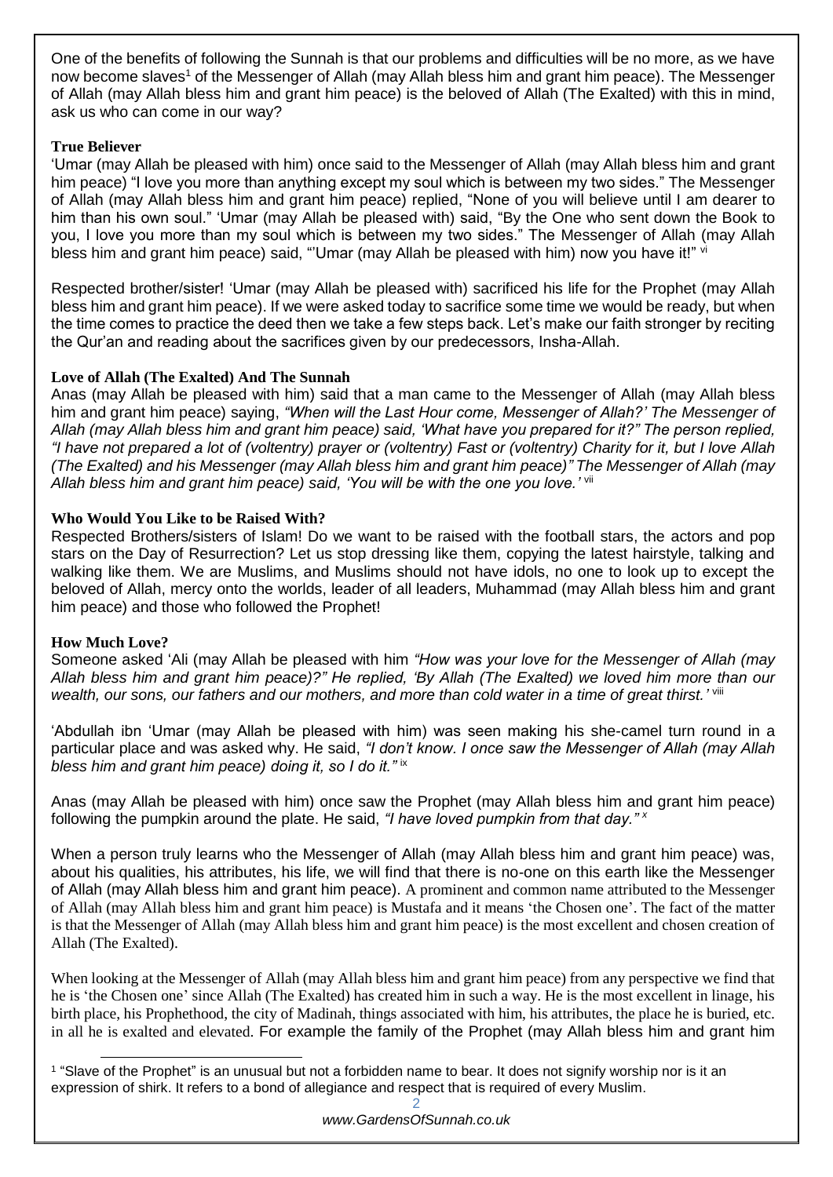One of the benefits of following the Sunnah is that our problems and difficulties will be no more, as we have now become slaves[1] of the Messenger of Allah (may Allah bless him and grant him peace). The Messenger of Allah (may Allah bless him and grant him peace) is the beloved of Allah (The Exalted) with this in mind, ask us who can come in our way?

**True Believer**

'Umar (may Allah be pleased with him) once said to the Messenger of Allah (may Allah bless him and grant him peace) "I love you more than anything except my soul which is between my two sides." The Messenger of Allah (may Allah bless him and grant him peace) replied, "None of you will believe until I am dearer to him than his own soul." 'Umar (may Allah be pleased with) said, "By the One who sent down the Book to you, I love you more than my soul which is between my two sides." The Messenger of Allah (may Allah bless him and grant him peace) said, "'Umar (may Allah be pleased with him) now you have it!" [vi]

Respected brother/sister! 'Umar (may Allah be pleased with) sacrificed his life for the Prophet (may Allah bless him and grant him peace). If we were asked today to sacrifice some time we would be ready, but when the time comes to practice the deed then we take a few steps back. Let's make our faith stronger by reciting the Qur'an and reading about the sacrifices given by our predecessors, Insha-Allah.

**Love of Allah (The Exalted) And The Sunnah**

Anas (may Allah be pleased with him) said that a man came to the Messenger of Allah (may Allah bless him and grant him peace) saying, *"When will the Last Hour come, Messenger of Allah?' The Messenger of Allah (may Allah bless him and grant him peace) said, 'What have you prepared for it?" The person replied, "I have not prepared a lot of (voltentry) prayer or (voltentry) Fast or (voltentry) Charity for it, but I love Allah (The Exalted) and his Messenger (may Allah bless him and grant him peace)" The Messenger of Allah (may Allah bless him and grant him peace) said, 'You will be with the one you love.'* [vii]

**Who Would You Like to be Raised With?**

Respected Brothers/sisters of Islam! Do we want to be raised with the football stars, the actors and pop stars on the Day of Resurrection? Let us stop dressing like them, copying the latest hairstyle, talking and walking like them. We are Muslims, and Muslims should not have idols, no one to look up to except the beloved of Allah, mercy onto the worlds, leader of all leaders, Muhammad (may Allah bless him and grant him peace) and those who followed the Prophet!

**How Much Love?**

Someone asked 'Ali (may Allah be pleased with him *"How was your love for the Messenger of Allah (may Allah bless him and grant him peace)?" He replied, 'By Allah (The Exalted) we loved him more than our wealth, our sons, our fathers and our mothers, and more than cold water in a time of great thirst.'* [viii]

'Abdullah ibn 'Umar (may Allah be pleased with him) was seen making his she-camel turn round in a particular place and was asked why. He said, *"I don't know. I once saw the Messenger of Allah (may Allah bless him and grant him peace) doing it, so I do it."* [ix]

Anas (may Allah be pleased with him) once saw the Prophet (may Allah bless him and grant him peace) following the pumpkin around the plate. He said, *"I have loved pumpkin from that day."* [x]

When a person truly learns who the Messenger of Allah (may Allah bless him and grant him peace) was, about his qualities, his attributes, his life, we will find that there is no-one on this earth like the Messenger of Allah (may Allah bless him and grant him peace). A prominent and common name attributed to the Messenger of Allah (may Allah bless him and grant him peace) is Mustafa and it means 'the Chosen one'. The fact of the matter is that the Messenger of Allah (may Allah bless him and grant him peace) is the most excellent and chosen creation of Allah (The Exalted).

When looking at the Messenger of Allah (may Allah bless him and grant him peace) from any perspective we find that he is 'the Chosen one' since Allah (The Exalted) has created him in such a way. He is the most excellent in linage, his birth place, his Prophethood, the city of Madinah, things associated with him, his attributes, the place he is buried, etc. in all he is exalted and elevated. For example the family of the Prophet (may Allah bless him and grant him

---

[1] "Slave of the Prophet" is an unusual but not a forbidden name to bear. It does not signify worship nor is it an expression of shirk. It refers to a bond of allegiance and respect that is required of every Muslim.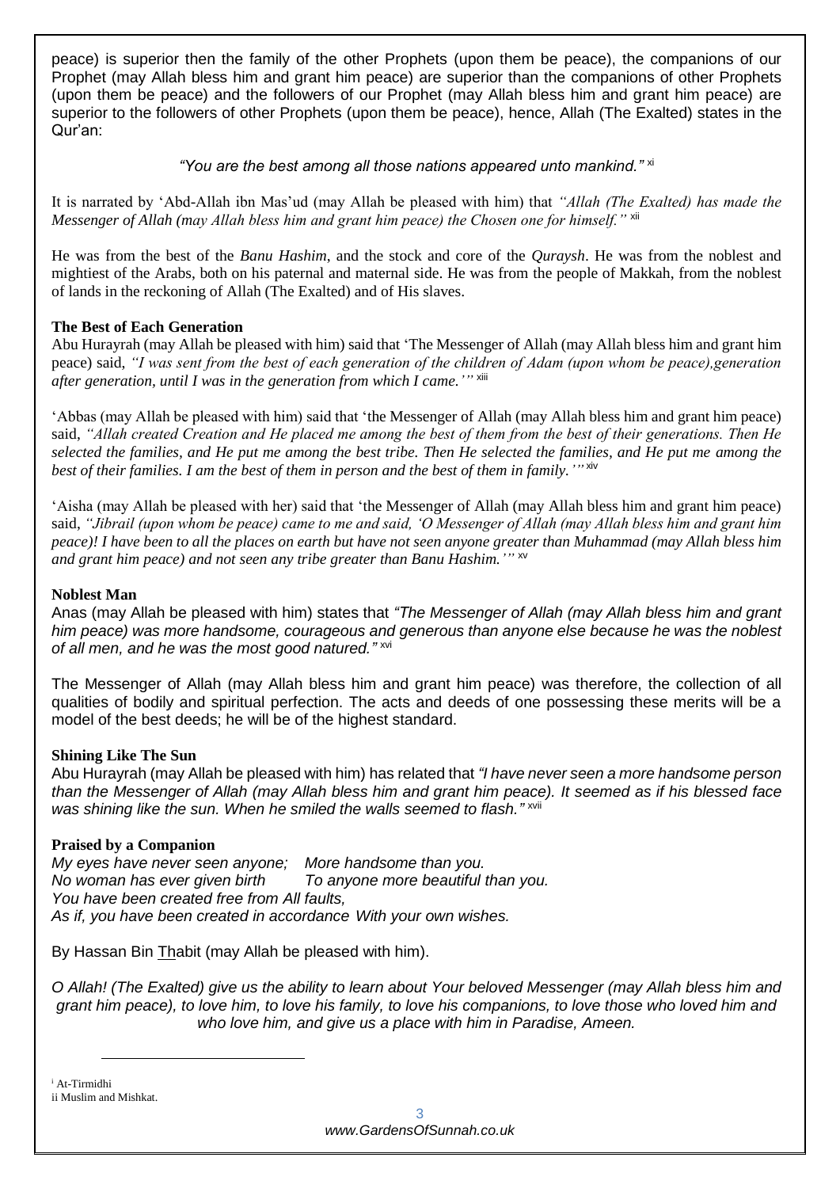peace) is superior then the family of the other Prophets (upon them be peace), the companions of our Prophet (may Allah bless him and grant him peace) are superior than the companions of other Prophets (upon them be peace) and the followers of our Prophet (may Allah bless him and grant him peace) are superior to the followers of other Prophets (upon them be peace), hence, Allah (The Exalted) states in the Qur'an:

*"You are the best among all those nations appeared unto mankind."* [xi]

It is narrated by 'Abd-Allah ibn Mas'ud (may Allah be pleased with him) that *"Allah (The Exalted) has made the Messenger of Allah (may Allah bless him and grant him peace) the Chosen one for himself."* [xii]

He was from the best of the *Banu Hashim*, and the stock and core of the *Quraysh*. He was from the noblest and mightiest of the Arabs, both on his paternal and maternal side. He was from the people of Makkah, from the noblest of lands in the reckoning of Allah (The Exalted) and of His slaves.

**The Best of Each Generation**

Abu Hurayrah (may Allah be pleased with him) said that 'The Messenger of Allah (may Allah bless him and grant him peace) said, *"I was sent from the best of each generation of the children of Adam (upon whom be peace),generation after generation, until I was in the generation from which I came.'"* [xiii]

'Abbas (may Allah be pleased with him) said that 'the Messenger of Allah (may Allah bless him and grant him peace) said, *"Allah created Creation and He placed me among the best of them from the best of their generations. Then He selected the families, and He put me among the best tribe. Then He selected the families, and He put me among the best of their families. I am the best of them in person and the best of them in family.'"* [xiv]

'Aisha (may Allah be pleased with her) said that 'the Messenger of Allah (may Allah bless him and grant him peace) said, *"Jibrail (upon whom be peace) came to me and said, 'O Messenger of Allah (may Allah bless him and grant him peace)! I have been to all the places on earth but have not seen anyone greater than Muhammad (may Allah bless him and grant him peace) and not seen any tribe greater than Banu Hashim.'"* [xv]

**Noblest Man**

Anas (may Allah be pleased with him) states that *"The Messenger of Allah (may Allah bless him and grant him peace) was more handsome, courageous and generous than anyone else because he was the noblest of all men, and he was the most good natured."* [xvi]

The Messenger of Allah (may Allah bless him and grant him peace) was therefore, the collection of all qualities of bodily and spiritual perfection. The acts and deeds of one possessing these merits will be a model of the best deeds; he will be of the highest standard.

**Shining Like The Sun**

Abu Hurayrah (may Allah be pleased with him) has related that *"I have never seen a more handsome person than the Messenger of Allah (may Allah bless him and grant him peace). It seemed as if his blessed face was shining like the sun. When he smiled the walls seemed to flash."* [xvii]

**Praised by a Companion**

*My eyes have never seen anyone; More handsome than you.*
*No woman has ever given birth To anyone more beautiful than you.*
*You have been created free from All faults,*
*As if, you have been created in accordance With your own wishes.*

By Hassan Bin Thabit (may Allah be pleased with him).

*O Allah! (The Exalted) give us the ability to learn about Your beloved Messenger (may Allah bless him and grant him peace), to love him, to love his family, to love his companions, to love those who loved him and who love him, and give us a place with him in Paradise, Ameen.*

---

[i] At-Tirmidhi
ii Muslim and Mishkat.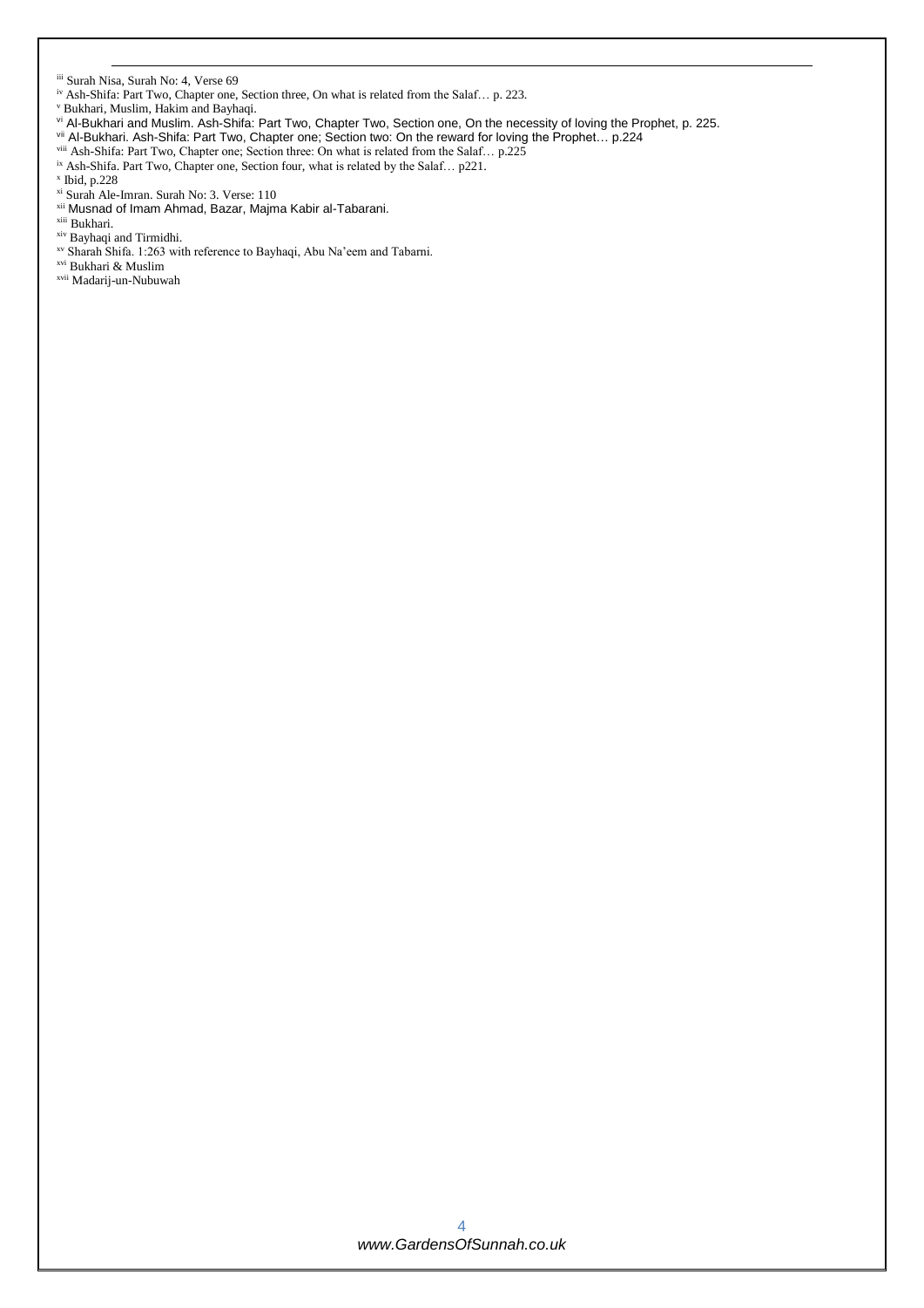[iii] Surah Nisa, Surah No: 4, Verse 69

[iv] Ash-Shifa: Part Two, Chapter one, Section three, On what is related from the Salaf… p. 223.

[v] Bukhari, Muslim, Hakim and Bayhaqi.

[vi] Al-Bukhari and Muslim. Ash-Shifa: Part Two, Chapter Two, Section one, On the necessity of loving the Prophet, p. 225.

[vii] Al-Bukhari. Ash-Shifa: Part Two, Chapter one; Section two: On the reward for loving the Prophet… p.224

[viii] Ash-Shifa: Part Two, Chapter one; Section three: On what is related from the Salaf… p.225

[ix] Ash-Shifa. Part Two, Chapter one, Section four, what is related by the Salaf… p221.

[x] Ibid, p.228

[xi] Surah Ale-Imran. Surah No: 3. Verse: 110

[xii] Musnad of Imam Ahmad, Bazar, Majma Kabir al-Tabarani.

[xiii] Bukhari.

[xiv] Bayhaqi and Tirmidhi.

[xv] Sharah Shifa. 1:263 with reference to Bayhaqi, Abu Na'eem and Tabarni.

[xvi] Bukhari & Muslim

[xvii] Madarij-un-Nubuwah